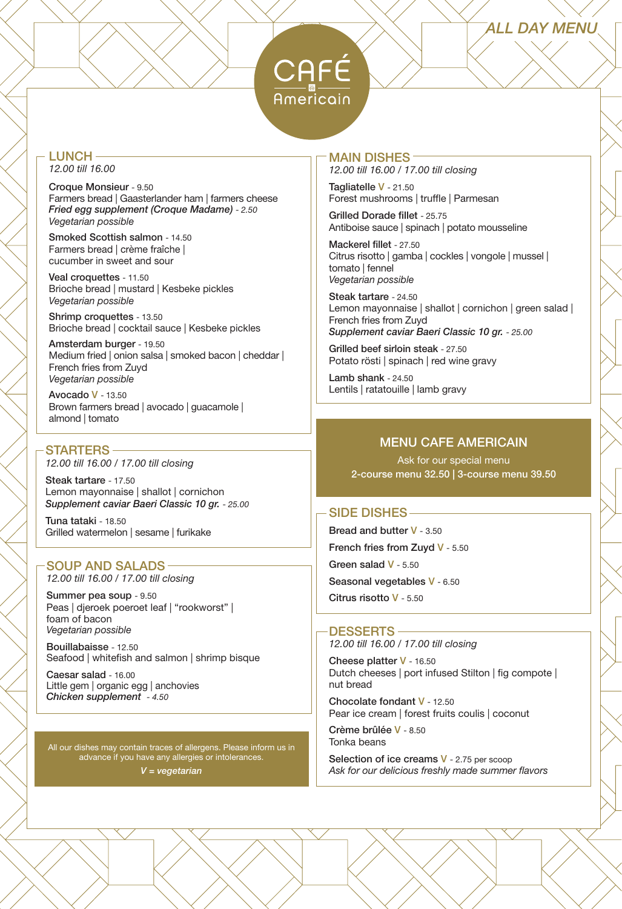# CAFÉ Americain

ALL DAY MENU

## LUNCH

*12.00 till 16.00*

**Croque Monsieur** - 9.50
Farmers bread | Gaasterlander ham | farmers cheese
***Fried egg supplement (Croque Madame)*** *- 2.50*
*Vegetarian possible*

**Smoked Scottish salmon** - 14.50
Farmers bread | crème fraîche | cucumber in sweet and sour

**Veal croquettes** - 11.50
Brioche bread | mustard | Kesbeke pickles
*Vegetarian possible*

**Shrimp croquettes** - 13.50
Brioche bread | cocktail sauce | Kesbeke pickles

**Amsterdam burger** - 19.50
Medium fried | onion salsa | smoked bacon | cheddar | French fries from Zuyd
*Vegetarian possible*

**Avocado** V - 13.50
Brown farmers bread | avocado | guacamole | almond | tomato

## STARTERS

*12.00 till 16.00 / 17.00 till closing*

**Steak tartare** - 17.50
Lemon mayonnaise | shallot | cornichon
***Supplement caviar Baeri Classic 10 gr.*** *- 25.00*

**Tuna tataki** - 18.50
Grilled watermelon | sesame | furikake

## SOUP AND SALADS

*12.00 till 16.00 / 17.00 till closing*

**Summer pea soup** - 9.50
Peas | djeroek poeroet leaf | "rookworst" | foam of bacon
*Vegetarian possible*

**Bouillabaisse** - 12.50
Seafood | whitefish and salmon | shrimp bisque

**Caesar salad** - 16.00
Little gem | organic egg | anchovies
***Chicken supplement*** *- 4.50*

All our dishes may contain traces of allergens. Please inform us in advance if you have any allergies or intolerances.

*V = vegetarian*

## MAIN DISHES

*12.00 till 16.00 / 17.00 till closing*

**Tagliatelle** V - 21.50
Forest mushrooms | truffle | Parmesan

**Grilled Dorade fillet** - 25.75
Antiboise sauce | spinach | potato mousseline

**Mackerel fillet** - 27.50
Citrus risotto | gamba | cockles | vongole | mussel | tomato | fennel
*Vegetarian possible*

**Steak tartare** - 24.50
Lemon mayonnaise | shallot | cornichon | green salad | French fries from Zuyd
***Supplement caviar Baeri Classic 10 gr.*** *- 25.00*

**Grilled beef sirloin steak** - 27.50
Potato rösti | spinach | red wine gravy

**Lamb shank** - 24.50
Lentils | ratatouille | lamb gravy

## MENU CAFE AMERICAIN

Ask for our special menu

**2-course menu 32.50 | 3-course menu 39.50**

## SIDE DISHES

**Bread and butter** V - 3.50

**French fries from Zuyd** V - 5.50

**Green salad** V - 5.50

**Seasonal vegetables** V - 6.50

**Citrus risotto** V - 5.50

## DESSERTS

*12.00 till 16.00 / 17.00 till closing*

**Cheese platter** V - 16.50
Dutch cheeses | port infused Stilton | fig compote | nut bread

**Chocolate fondant** V - 12.50
Pear ice cream | forest fruits coulis | coconut

**Crème brûlée** V - 8.50
Tonka beans

**Selection of ice creams** V - 2.75 per scoop
*Ask for our delicious freshly made summer flavors*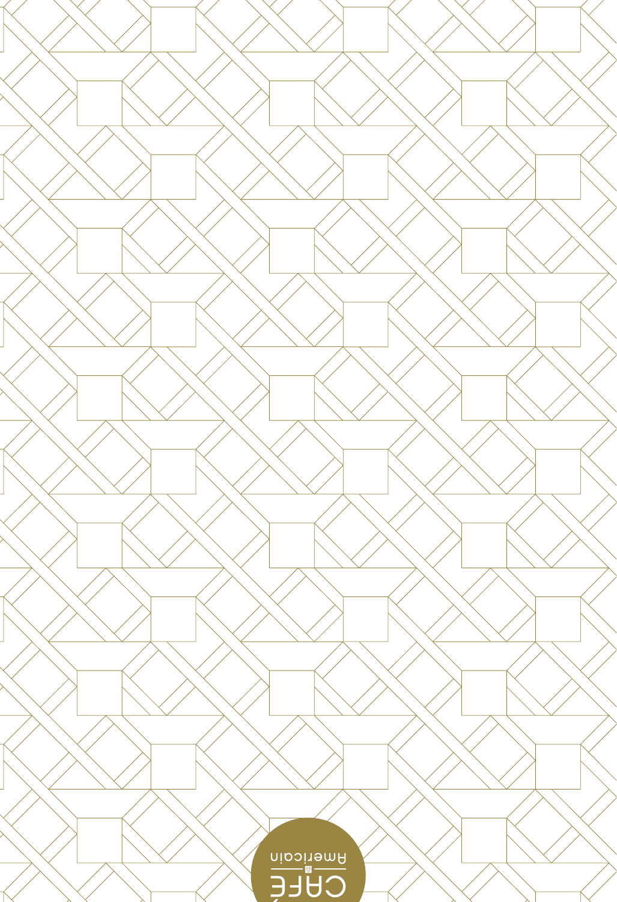CAFÉ

Americain